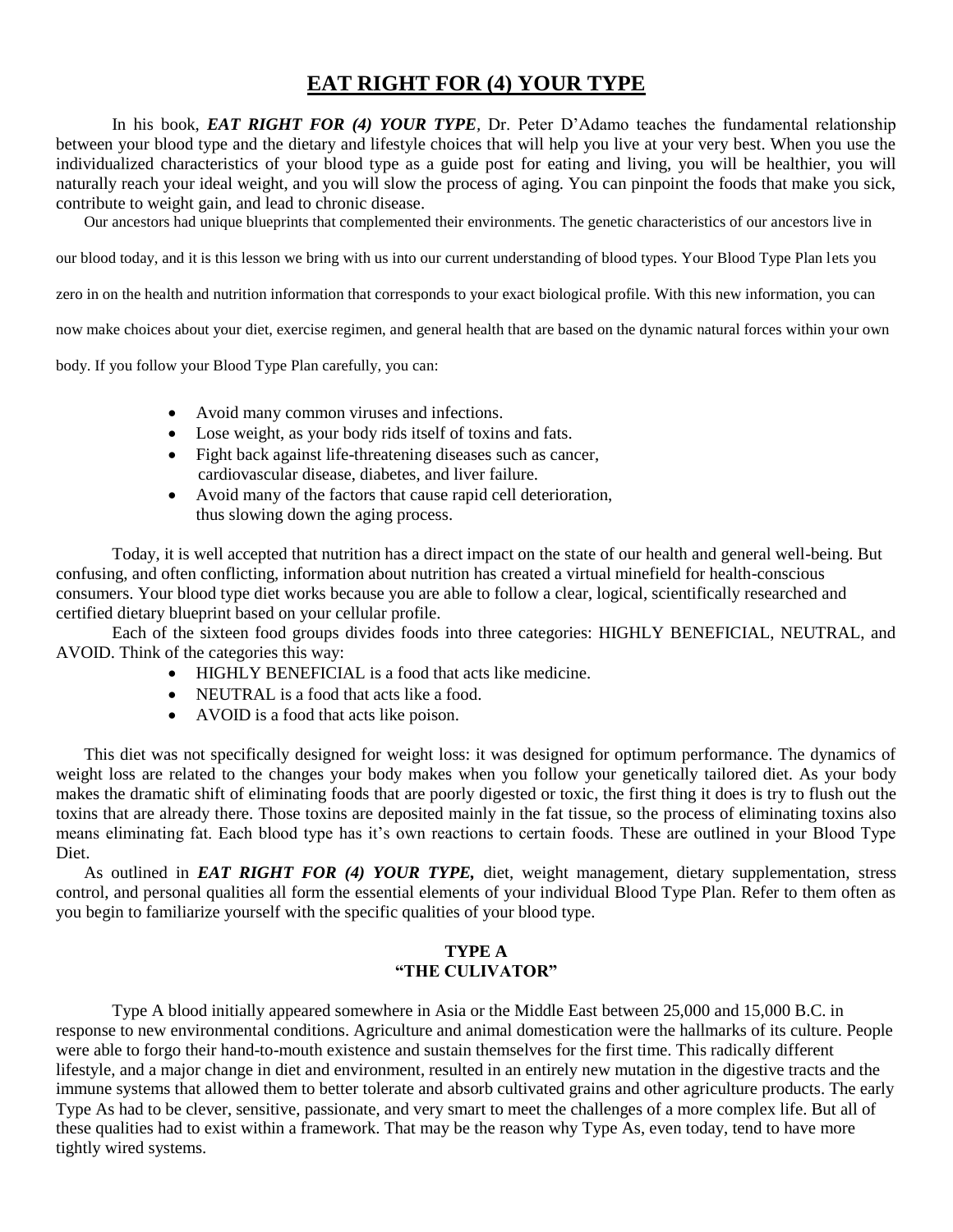# EAT RIGHT FOR (4) YOUR TYPE

In his book, ***EAT RIGHT FOR (4) YOUR TYPE***, Dr. Peter D'Adamo teaches the fundamental relationship between your blood type and the dietary and lifestyle choices that will help you live at your very best. When you use the individualized characteristics of your blood type as a guide post for eating and living, you will be healthier, you will naturally reach your ideal weight, and you will slow the process of aging. You can pinpoint the foods that make you sick, contribute to weight gain, and lead to chronic disease.

Our ancestors had unique blueprints that complemented their environments. The genetic characteristics of our ancestors live in our blood today, and it is this lesson we bring with us into our current understanding of blood types. Your Blood Type Plan lets you zero in on the health and nutrition information that corresponds to your exact biological profile. With this new information, you can now make choices about your diet, exercise regimen, and general health that are based on the dynamic natural forces within your own body. If you follow your Blood Type Plan carefully, you can:

- Avoid many common viruses and infections.
- Lose weight, as your body rids itself of toxins and fats.
- Fight back against life-threatening diseases such as cancer, cardiovascular disease, diabetes, and liver failure.
- Avoid many of the factors that cause rapid cell deterioration, thus slowing down the aging process.

Today, it is well accepted that nutrition has a direct impact on the state of our health and general well-being. But confusing, and often conflicting, information about nutrition has created a virtual minefield for health-conscious consumers. Your blood type diet works because you are able to follow a clear, logical, scientifically researched and certified dietary blueprint based on your cellular profile.

Each of the sixteen food groups divides foods into three categories: HIGHLY BENEFICIAL, NEUTRAL, and AVOID. Think of the categories this way:

- HIGHLY BENEFICIAL is a food that acts like medicine.
- NEUTRAL is a food that acts like a food.
- AVOID is a food that acts like poison.

This diet was not specifically designed for weight loss: it was designed for optimum performance. The dynamics of weight loss are related to the changes your body makes when you follow your genetically tailored diet. As your body makes the dramatic shift of eliminating foods that are poorly digested or toxic, the first thing it does is try to flush out the toxins that are already there. Those toxins are deposited mainly in the fat tissue, so the process of eliminating toxins also means eliminating fat. Each blood type has it's own reactions to certain foods. These are outlined in your Blood Type Diet.

As outlined in ***EAT RIGHT FOR (4) YOUR TYPE,*** diet, weight management, dietary supplementation, stress control, and personal qualities all form the essential elements of your individual Blood Type Plan. Refer to them often as you begin to familiarize yourself with the specific qualities of your blood type.

### TYPE A
### "THE CULIVATOR"

Type A blood initially appeared somewhere in Asia or the Middle East between 25,000 and 15,000 B.C. in response to new environmental conditions. Agriculture and animal domestication were the hallmarks of its culture. People were able to forgo their hand-to-mouth existence and sustain themselves for the first time. This radically different lifestyle, and a major change in diet and environment, resulted in an entirely new mutation in the digestive tracts and the immune systems that allowed them to better tolerate and absorb cultivated grains and other agriculture products. The early Type As had to be clever, sensitive, passionate, and very smart to meet the challenges of a more complex life. But all of these qualities had to exist within a framework. That may be the reason why Type As, even today, tend to have more tightly wired systems.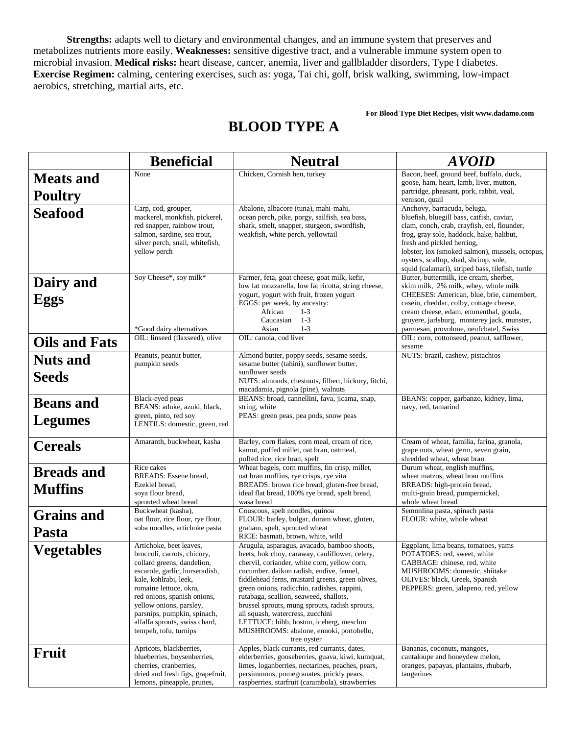**Strengths:** adapts well to dietary and environmental changes, and an immune system that preserves and metabolizes nutrients more easily. **Weaknesses:** sensitive digestive tract, and a vulnerable immune system open to microbial invasion. **Medical risks:** heart disease, cancer, anemia, liver and gallbladder disorders, Type I diabetes. **Exercise Regimen:** calming, centering exercises, such as: yoga, Tai chi, golf, brisk walking, swimming, low-impact aerobics, stretching, martial arts, etc.

**For Blood Type Diet Recipes, visit www.dadamo.com**

# BLOOD TYPE A

| | **Beneficial** | **Neutral** | ***AVOID*** |
|---|---|---|---|
| **Meats and Poultry** | None | Chicken, Cornish hen, turkey | Bacon, beef, ground beef, buffalo, duck, goose, ham, heart, lamb, liver, mutton, partridge, pheasant, pork, rabbit, veal, venison, quail |
| **Seafood** | Carp, cod, grouper, mackerel, monkfish, pickerel, red snapper, rainbow trout, salmon, sardine, sea trout, silver perch, snail, whitefish, yellow perch | Abalone, albacore (tuna), mahi-mahi, ocean perch, pike, porgy, sailfish, sea bass, shark, smelt, snapper, sturgeon, swordfish, weakfish, white perch, yellowtail | Anchovy, barracuda, beluga, bluefish, bluegill bass, catfish, caviar, clam, conch, crab, crayfish, eel, flounder, frog, gray sole, haddock, hake, halibut, fresh and pickled herring, lobster, lox (smoked salmon), mussels, octopus, oysters, scallop, shad, shrimp, sole, squid (calamari), striped bass, tilefish, turtle |
| **Dairy and Eggs** | Soy Cheese*, soy milk*<br><br>*Good dairy alternatives | Farmer, feta, goat cheese, goat milk, kefir, low fat mozzarella, low fat ricotta, string cheese, yogurt, yogurt with fruit, frozen yogurt<br>EGGS: per week, by ancestry:<br>African 1-3<br>Caucasian 1-3<br>Asian 1-3 | Butter, buttermilk, ice cream, sherbet, skim milk, 2% milk, whey, whole milk<br>CHEESES: American, blue, brie, camembert, casein, cheddar, colby, cottage cheese, cream cheese, edam, emmenthal, gouda, gruyere, jarlsburg, monterey jack, munster, parmesan, provolone, neufchatel, Swiss |
| **Oils and Fats** | OIL: linseed (flaxseed), olive | OIL: canola, cod liver | OIL: corn, cottonseed, peanut, safflower, sesame |
| **Nuts and Seeds** | Peanuts, peanut butter, pumpkin seeds | Almond butter, poppy seeds, sesame seeds, sesame butter (tahini), sunflower butter, sunflower seeds<br>NUTS: almonds, chestnuts, filbert, hickory, litchi, macadamia, pignola (pine), walnuts | NUTS: brazil, cashew, pistachios |
| **Beans and Legumes** | Black-eyed peas<br>BEANS: aduke, azuki, black, green, pinto, red soy<br>LENTILS: domestic, green, red | BEANS: broad, cannellini, fava, jicama, snap, string, white<br>PEAS: green peas, pea pods, snow peas | BEANS: copper, garbanzo, kidney, lima, navy, red, tamarind |
| **Cereals** | Amaranth, buckwheat, kasha | Barley, corn flakes, corn meal, cream of rice, kamut, puffed millet, oat bran, oatmeal, puffed rice, rice bran, spelt | Cream of wheat, familia, farina, granola, grape nuts, wheat germ, seven grain, shredded wheat, wheat bran |
| **Breads and Muffins** | Rice cakes<br>BREADS: Essene bread, Ezekiel bread, soya flour bread, sprouted wheat bread | Wheat bagels, corn muffins, fin crisp, millet, oat bran muffins, rye crisps, rye vita<br>BREADS: brown rice bread, gluten-free bread, ideal flat bread, 100% rye bread, spelt bread, wasa bread | Durum wheat, english muffins, wheat matzos, wheat bran muffins<br>BREADS: high-protein bread, multi-grain bread, pumpernickel, whole wheat bread |
| **Grains and Pasta** | Buckwheat (kasha), oat flour, rice flour, rye flour, soba noodles, artichoke pasta | Couscous, spelt noodles, quinoa<br>FLOUR: barley, bulgar, duram wheat, gluten, graham, spelt, sprouted wheat<br>RICE: basmati, brown, white, wild | Semonlina pasta, spinach pasta<br>FLOUR: white, whole wheat |
| **Vegetables** | Artichoke, beet leaves, broccoli, carrots, chicory, collard greens, dandelion, escarole, garlic, horseradish, kale, kohlrabi, leek, romaine lettuce, okra, red onions, spanish onions, yellow onions, parsley, parsnips, pumpkin, spinach, alfalfa sprouts, swiss chard, tempeh, tofu, turnips | Arugula, asparagus, avacado, bamboo shoots, beets, bok choy, caraway, cauliflower, celery, chervil, coriander, white corn, yellow corn, cucumber, daikon radish, endive, fennel, fiddlehead ferns, mustard greens, green olives, green onions, radicchio, radishes, rappini, rutabaga, scallion, seaweed, shallots, brussel sprouts, mung sprouts, radish sprouts, all squash, watercress, zucchini<br>LETTUCE: bibb, boston, iceberg, mesclun<br>MUSHROOMS: abalone, ennoki, portobello, tree oyster | Eggplant, lima beans, tomatoes, yams<br>POTATOES: red, sweet, white<br>CABBAGE: chinese, red, white<br>MUSHROOMS: domestic, shiitake<br>OLIVES: black, Greek, Spanish<br>PEPPERS: green, jalapeno, red, yellow |
| **Fruit** | Apricots, blackberries, blueberries, boysenberries, cherries, cranberries, dried and fresh figs, grapefruit, lemons, pineapple, prunes, | Apples, black currants, red currants, dates, elderberries, gooseberries, guava, kiwi, kumquat, limes, loganberries, nectarines, peaches, pears, persimmons, pomegranates, prickly pears, raspberries, starfruit (carambola), strawberries | Bananas, coconuts, mangoes, cantaloupe and honeydew melon, oranges, papayas, plantains, rhubarb, tangerines |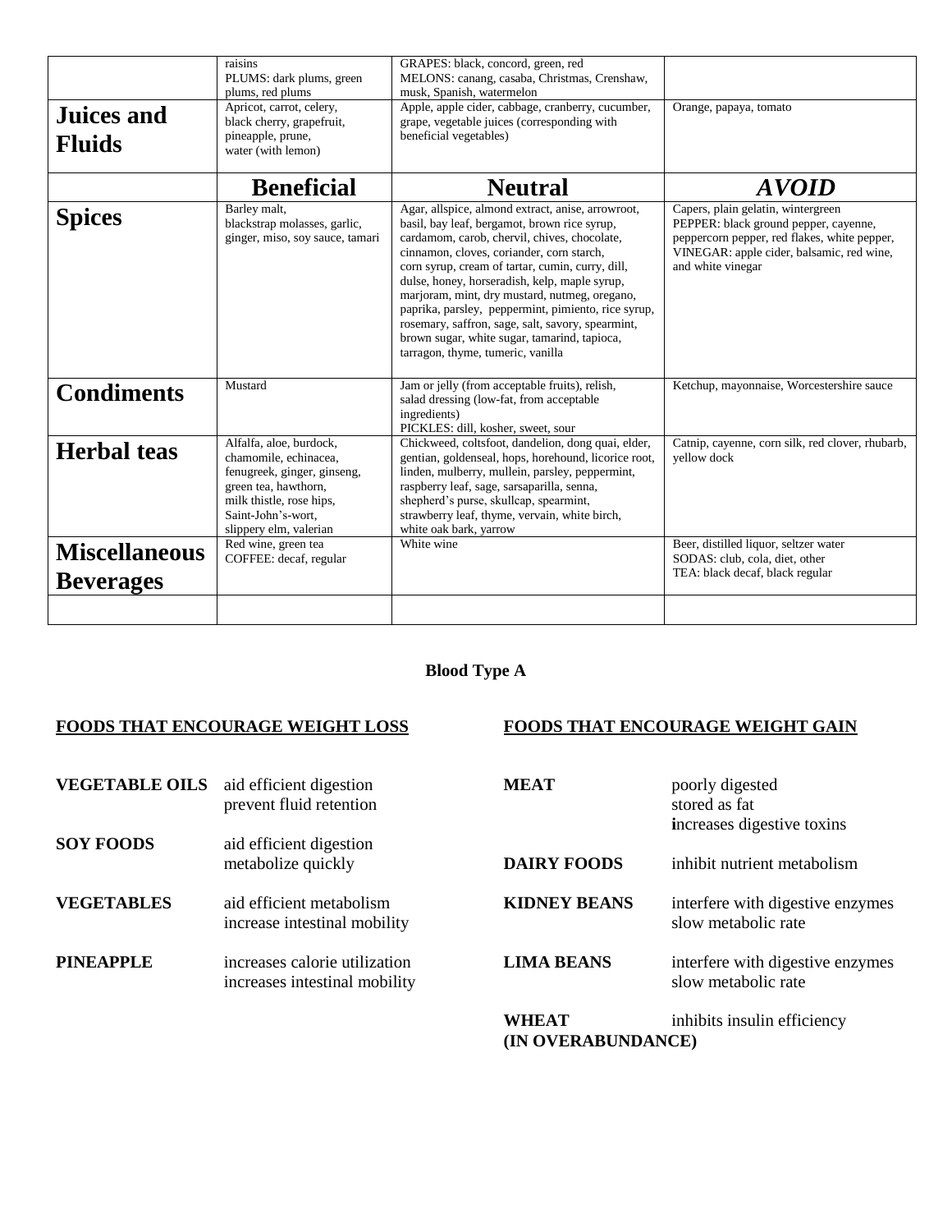| | | | |
|---|---|---|---|
| | raisins<br>PLUMS: dark plums, green plums, red plums | GRAPES: black, concord, green, red<br>MELONS: canang, casaba, Christmas, Crenshaw, musk, Spanish, watermelon | |
| **Juices and Fluids** | Apricot, carrot, celery, black cherry, grapefruit, pineapple, prune, water (with lemon) | Apple, apple cider, cabbage, cranberry, cucumber, grape, vegetable juices (corresponding with beneficial vegetables) | Orange, papaya, tomato |
| | **Beneficial** | **Neutral** | ***AVOID*** |
| **Spices** | Barley malt, blackstrap molasses, garlic, ginger, miso, soy sauce, tamari | Agar, allspice, almond extract, anise, arrowroot, basil, bay leaf, bergamot, brown rice syrup, cardamom, carob, chervil, chives, chocolate, cinnamon, cloves, coriander, corn starch, corn syrup, cream of tartar, cumin, curry, dill, dulse, honey, horseradish, kelp, maple syrup, marjoram, mint, dry mustard, nutmeg, oregano, paprika, parsley, peppermint, pimiento, rice syrup, rosemary, saffron, sage, salt, savory, spearmint, brown sugar, white sugar, tamarind, tapioca, tarragon, thyme, tumeric, vanilla | Capers, plain gelatin, wintergreen<br>PEPPER: black ground pepper, cayenne, peppercorn pepper, red flakes, white pepper,<br>VINEGAR: apple cider, balsamic, red wine, and white vinegar |
| **Condiments** | Mustard | Jam or jelly (from acceptable fruits), relish, salad dressing (low-fat, from acceptable ingredients)<br>PICKLES: dill, kosher, sweet, sour | Ketchup, mayonnaise, Worcestershire sauce |
| **Herbal teas** | Alfalfa, aloe, burdock, chamomile, echinacea, fenugreek, ginger, ginseng, green tea, hawthorn, milk thistle, rose hips, Saint-John's-wort, slippery elm, valerian | Chickweed, coltsfoot, dandelion, dong quai, elder, gentian, goldenseal, hops, horehound, licorice root, linden, mulberry, mullein, parsley, peppermint, raspberry leaf, sage, sarsaparilla, senna, shepherd's purse, skullcap, spearmint, strawberry leaf, thyme, vervain, white birch, white oak bark, yarrow | Catnip, cayenne, corn silk, red clover, rhubarb, yellow dock |
| **Miscellaneous Beverages** | Red wine, green tea<br>COFFEE: decaf, regular | White wine | Beer, distilled liquor, seltzer water<br>SODAS: club, cola, diet, other<br>TEA: black decaf, black regular |
| | | | |

**Blood Type A**

**FOODS THAT ENCOURAGE WEIGHT LOSS**

| | |
|---|---|
| **VEGETABLE OILS** | aid efficient digestion<br>prevent fluid retention |
| **SOY FOODS** | aid efficient digestion<br>metabolize quickly |
| **VEGETABLES** | aid efficient metabolism<br>increase intestinal mobility |
| **PINEAPPLE** | increases calorie utilization<br>increases intestinal mobility |

**FOODS THAT ENCOURAGE WEIGHT GAIN**

| | |
|---|---|
| **MEAT** | poorly digested<br>stored as fat<br>increases digestive toxins |
| **DAIRY FOODS** | inhibit nutrient metabolism |
| **KIDNEY BEANS** | interfere with digestive enzymes<br>slow metabolic rate |
| **LIMA BEANS** | interfere with digestive enzymes<br>slow metabolic rate |
| **WHEAT (IN OVERABUNDANCE)** | inhibits insulin efficiency |